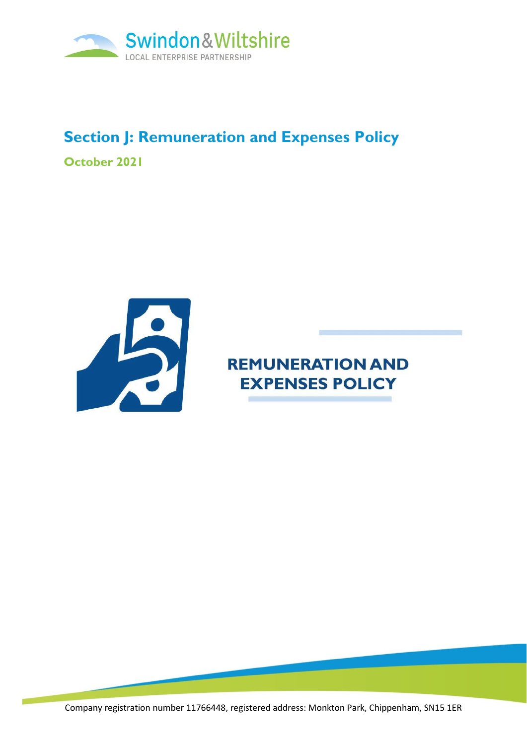Swindon & Wiltshire
LOCAL ENTERPRISE PARTNERSHIP

# Section J: Remuneration and Expenses Policy

**October 2021**

## REMUNERATION AND EXPENSES POLICY

Company registration number 11766448, registered address: Monkton Park, Chippenham, SN15 1ER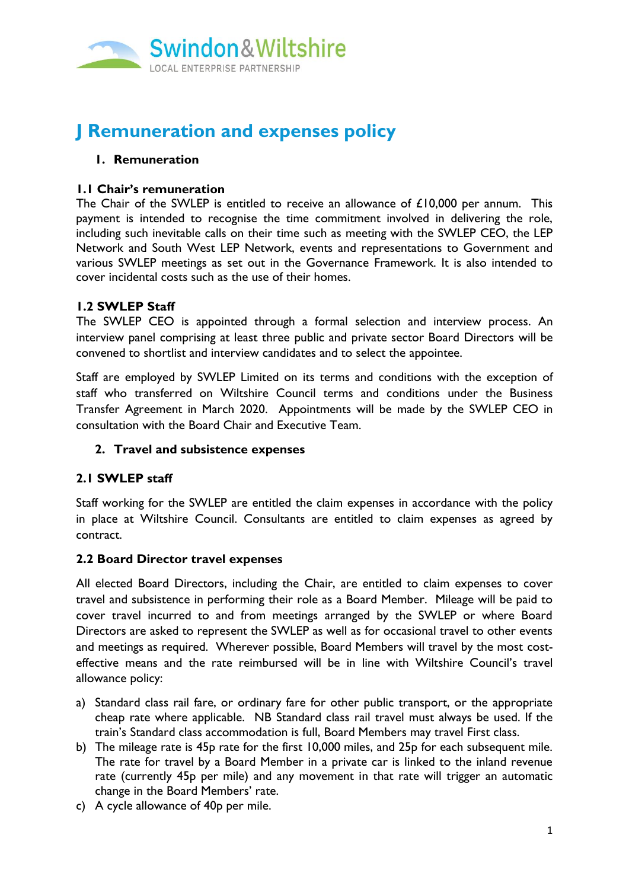# J Remuneration and expenses policy

## 1. Remuneration

### 1.1 Chair's remuneration

The Chair of the SWLEP is entitled to receive an allowance of £10,000 per annum. This payment is intended to recognise the time commitment involved in delivering the role, including such inevitable calls on their time such as meeting with the SWLEP CEO, the LEP Network and South West LEP Network, events and representations to Government and various SWLEP meetings as set out in the Governance Framework. It is also intended to cover incidental costs such as the use of their homes.

### 1.2 SWLEP Staff

The SWLEP CEO is appointed through a formal selection and interview process. An interview panel comprising at least three public and private sector Board Directors will be convened to shortlist and interview candidates and to select the appointee.

Staff are employed by SWLEP Limited on its terms and conditions with the exception of staff who transferred on Wiltshire Council terms and conditions under the Business Transfer Agreement in March 2020. Appointments will be made by the SWLEP CEO in consultation with the Board Chair and Executive Team.

## 2. Travel and subsistence expenses

### 2.1 SWLEP staff

Staff working for the SWLEP are entitled the claim expenses in accordance with the policy in place at Wiltshire Council. Consultants are entitled to claim expenses as agreed by contract.

### 2.2 Board Director travel expenses

All elected Board Directors, including the Chair, are entitled to claim expenses to cover travel and subsistence in performing their role as a Board Member. Mileage will be paid to cover travel incurred to and from meetings arranged by the SWLEP or where Board Directors are asked to represent the SWLEP as well as for occasional travel to other events and meetings as required. Wherever possible, Board Members will travel by the most cost-effective means and the rate reimbursed will be in line with Wiltshire Council's travel allowance policy:

a) Standard class rail fare, or ordinary fare for other public transport, or the appropriate cheap rate where applicable. NB Standard class rail travel must always be used. If the train's Standard class accommodation is full, Board Members may travel First class.
b) The mileage rate is 45p rate for the first 10,000 miles, and 25p for each subsequent mile. The rate for travel by a Board Member in a private car is linked to the inland revenue rate (currently 45p per mile) and any movement in that rate will trigger an automatic change in the Board Members' rate.
c) A cycle allowance of 40p per mile.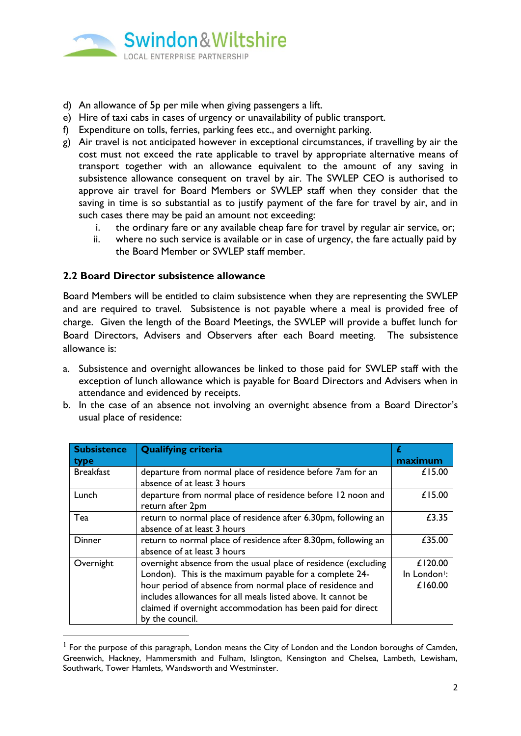d) An allowance of 5p per mile when giving passengers a lift.
e) Hire of taxi cabs in cases of urgency or unavailability of public transport.
f) Expenditure on tolls, ferries, parking fees etc., and overnight parking.
g) Air travel is not anticipated however in exceptional circumstances, if travelling by air the cost must not exceed the rate applicable to travel by appropriate alternative means of transport together with an allowance equivalent to the amount of any saving in subsistence allowance consequent on travel by air. The SWLEP CEO is authorised to approve air travel for Board Members or SWLEP staff when they consider that the saving in time is so substantial as to justify payment of the fare for travel by air, and in such cases there may be paid an amount not exceeding:
    i. the ordinary fare or any available cheap fare for travel by regular air service, or;
    ii. where no such service is available or in case of urgency, the fare actually paid by the Board Member or SWLEP staff member.

### 2.2 Board Director subsistence allowance

Board Members will be entitled to claim subsistence when they are representing the SWLEP and are required to travel. Subsistence is not payable where a meal is provided free of charge. Given the length of the Board Meetings, the SWLEP will provide a buffet lunch for Board Directors, Advisers and Observers after each Board meeting. The subsistence allowance is:

a. Subsistence and overnight allowances be linked to those paid for SWLEP staff with the exception of lunch allowance which is payable for Board Directors and Advisers when in attendance and evidenced by receipts.
b. In the case of an absence not involving an overnight absence from a Board Director's usual place of residence:

| Subsistence type | Qualifying criteria | £ maximum |
|---|---|---|
| Breakfast | departure from normal place of residence before 7am for an absence of at least 3 hours | £15.00 |
| Lunch | departure from normal place of residence before 12 noon and return after 2pm | £15.00 |
| Tea | return to normal place of residence after 6.30pm, following an absence of at least 3 hours | £3.35 |
| Dinner | return to normal place of residence after 8.30pm, following an absence of at least 3 hours | £35.00 |
| Overnight | overnight absence from the usual place of residence (excluding London). This is the maximum payable for a complete 24-hour period of absence from normal place of residence and includes allowances for all meals listed above. It cannot be claimed if overnight accommodation has been paid for direct by the council. | £120.00 In London[1]: £160.00 |

[1] For the purpose of this paragraph, London means the City of London and the London boroughs of Camden, Greenwich, Hackney, Hammersmith and Fulham, Islington, Kensington and Chelsea, Lambeth, Lewisham, Southwark, Tower Hamlets, Wandsworth and Westminster.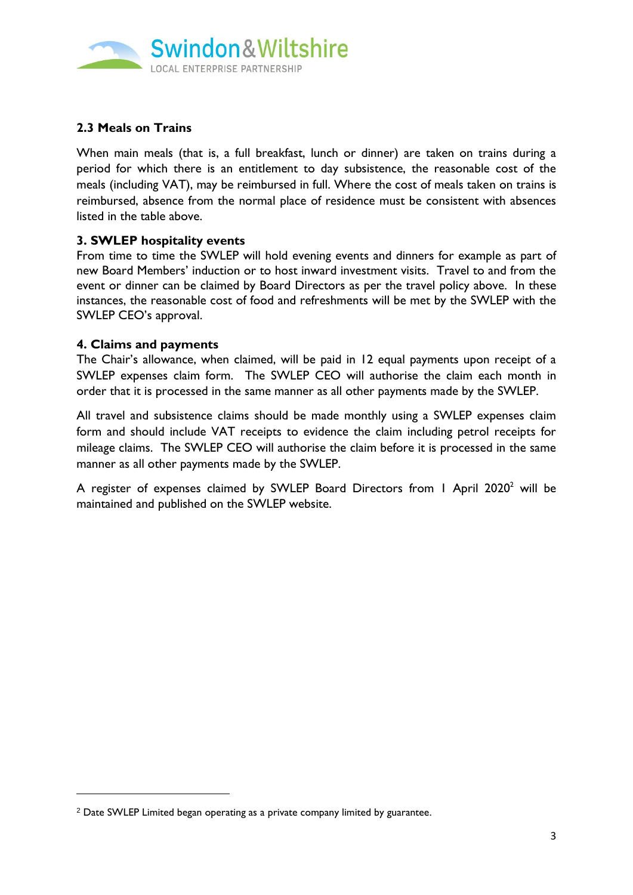### 2.3 Meals on Trains

When main meals (that is, a full breakfast, lunch or dinner) are taken on trains during a period for which there is an entitlement to day subsistence, the reasonable cost of the meals (including VAT), may be reimbursed in full. Where the cost of meals taken on trains is reimbursed, absence from the normal place of residence must be consistent with absences listed in the table above.

## 3. SWLEP hospitality events

From time to time the SWLEP will hold evening events and dinners for example as part of new Board Members' induction or to host inward investment visits. Travel to and from the event or dinner can be claimed by Board Directors as per the travel policy above. In these instances, the reasonable cost of food and refreshments will be met by the SWLEP with the SWLEP CEO's approval.

## 4. Claims and payments

The Chair's allowance, when claimed, will be paid in 12 equal payments upon receipt of a SWLEP expenses claim form. The SWLEP CEO will authorise the claim each month in order that it is processed in the same manner as all other payments made by the SWLEP.

All travel and subsistence claims should be made monthly using a SWLEP expenses claim form and should include VAT receipts to evidence the claim including petrol receipts for mileage claims. The SWLEP CEO will authorise the claim before it is processed in the same manner as all other payments made by the SWLEP.

A register of expenses claimed by SWLEP Board Directors from 1 April 2020[2] will be maintained and published on the SWLEP website.

---

[2] Date SWLEP Limited began operating as a private company limited by guarantee.